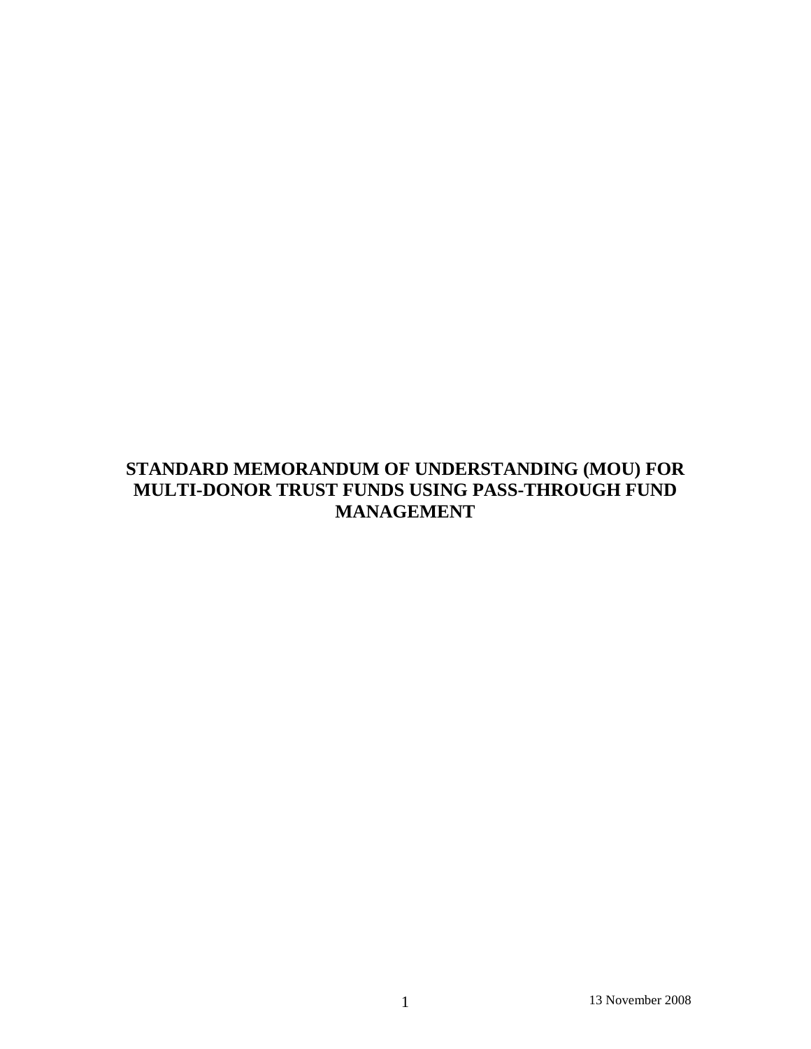# STANDARD MEMORANDUM OF UNDERSTANDING (MOU) FOR MULTI-DONOR TRUST FUNDS USING PASS-THROUGH FUND MANAGEMENT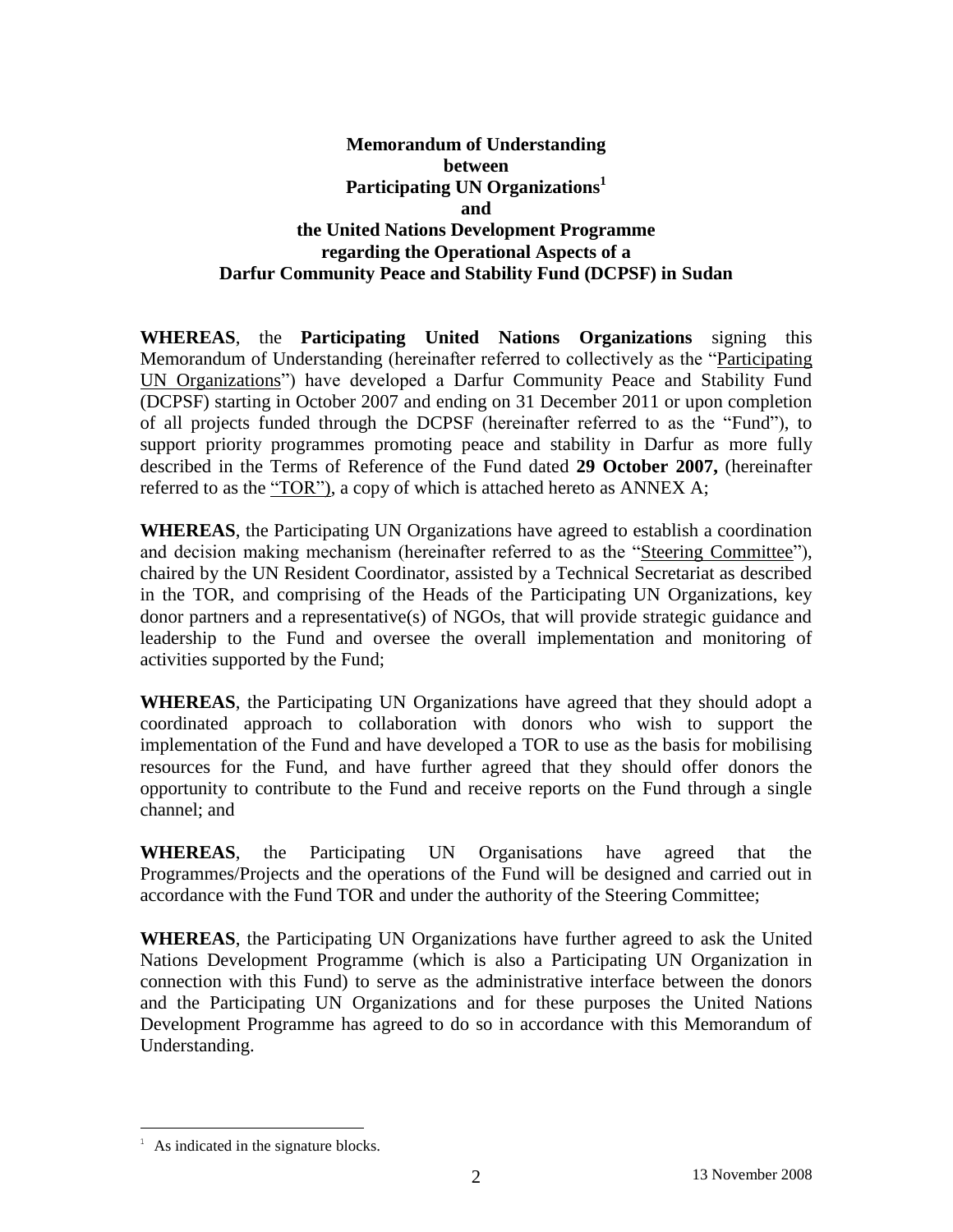**Memorandum of Understanding**
**between**
**Participating UN Organizations[1]**
**and**
**the United Nations Development Programme**
**regarding the Operational Aspects of a**
**Darfur Community Peace and Stability Fund (DCPSF) in Sudan**

**WHEREAS**, the **Participating United Nations Organizations** signing this Memorandum of Understanding (hereinafter referred to collectively as the "Participating UN Organizations") have developed a Darfur Community Peace and Stability Fund (DCPSF) starting in October 2007 and ending on 31 December 2011 or upon completion of all projects funded through the DCPSF (hereinafter referred to as the "Fund"), to support priority programmes promoting peace and stability in Darfur as more fully described in the Terms of Reference of the Fund dated **29 October 2007,** (hereinafter referred to as the "TOR"), a copy of which is attached hereto as ANNEX A;

**WHEREAS**, the Participating UN Organizations have agreed to establish a coordination and decision making mechanism (hereinafter referred to as the "Steering Committee"), chaired by the UN Resident Coordinator, assisted by a Technical Secretariat as described in the TOR, and comprising of the Heads of the Participating UN Organizations, key donor partners and a representative(s) of NGOs, that will provide strategic guidance and leadership to the Fund and oversee the overall implementation and monitoring of activities supported by the Fund;

**WHEREAS**, the Participating UN Organizations have agreed that they should adopt a coordinated approach to collaboration with donors who wish to support the implementation of the Fund and have developed a TOR to use as the basis for mobilising resources for the Fund, and have further agreed that they should offer donors the opportunity to contribute to the Fund and receive reports on the Fund through a single channel; and

**WHEREAS**, the Participating UN Organisations have agreed that the Programmes/Projects and the operations of the Fund will be designed and carried out in accordance with the Fund TOR and under the authority of the Steering Committee;

**WHEREAS**, the Participating UN Organizations have further agreed to ask the United Nations Development Programme (which is also a Participating UN Organization in connection with this Fund) to serve as the administrative interface between the donors and the Participating UN Organizations and for these purposes the United Nations Development Programme has agreed to do so in accordance with this Memorandum of Understanding.

---

[1] As indicated in the signature blocks.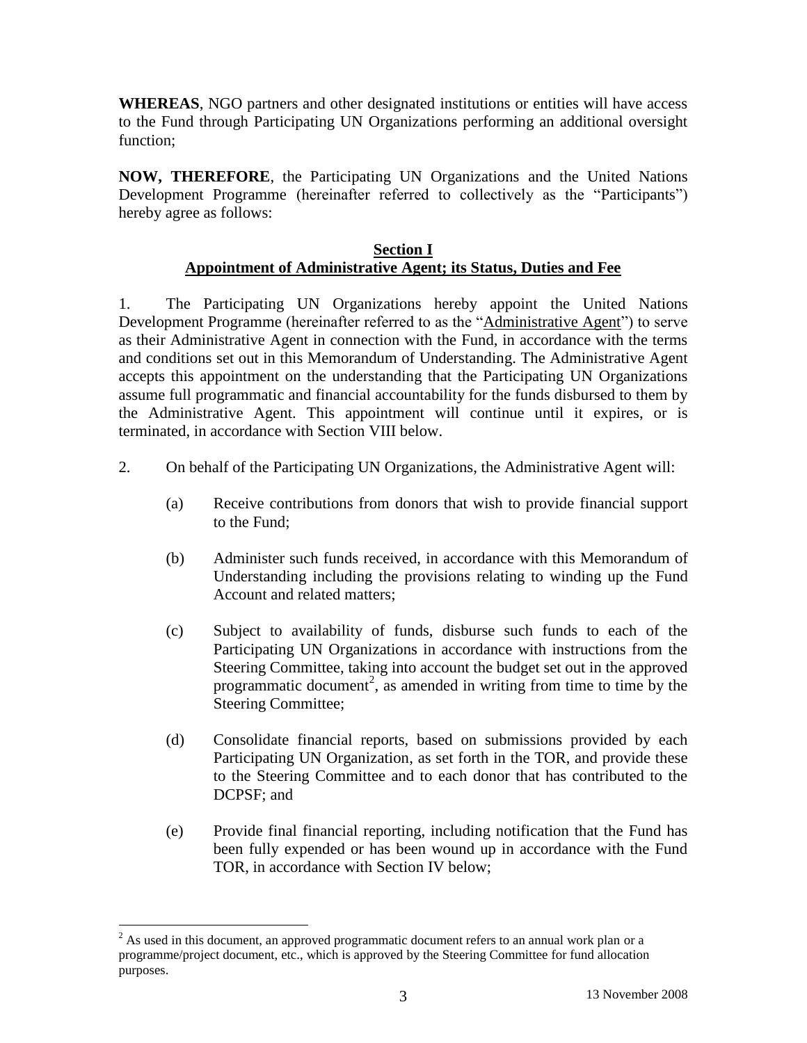**WHEREAS**, NGO partners and other designated institutions or entities will have access to the Fund through Participating UN Organizations performing an additional oversight function;

**NOW, THEREFORE**, the Participating UN Organizations and the United Nations Development Programme (hereinafter referred to collectively as the "Participants") hereby agree as follows:

## Section I
## Appointment of Administrative Agent; its Status, Duties and Fee

1. The Participating UN Organizations hereby appoint the United Nations Development Programme (hereinafter referred to as the "Administrative Agent") to serve as their Administrative Agent in connection with the Fund, in accordance with the terms and conditions set out in this Memorandum of Understanding. The Administrative Agent accepts this appointment on the understanding that the Participating UN Organizations assume full programmatic and financial accountability for the funds disbursed to them by the Administrative Agent. This appointment will continue until it expires, or is terminated, in accordance with Section VIII below.

2. On behalf of the Participating UN Organizations, the Administrative Agent will:

   (a) Receive contributions from donors that wish to provide financial support to the Fund;

   (b) Administer such funds received, in accordance with this Memorandum of Understanding including the provisions relating to winding up the Fund Account and related matters;

   (c) Subject to availability of funds, disburse such funds to each of the Participating UN Organizations in accordance with instructions from the Steering Committee, taking into account the budget set out in the approved programmatic document[2], as amended in writing from time to time by the Steering Committee;

   (d) Consolidate financial reports, based on submissions provided by each Participating UN Organization, as set forth in the TOR, and provide these to the Steering Committee and to each donor that has contributed to the DCPSF; and

   (e) Provide final financial reporting, including notification that the Fund has been fully expended or has been wound up in accordance with the Fund TOR, in accordance with Section IV below;

[2] As used in this document, an approved programmatic document refers to an annual work plan or a programme/project document, etc., which is approved by the Steering Committee for fund allocation purposes.

13 November 2008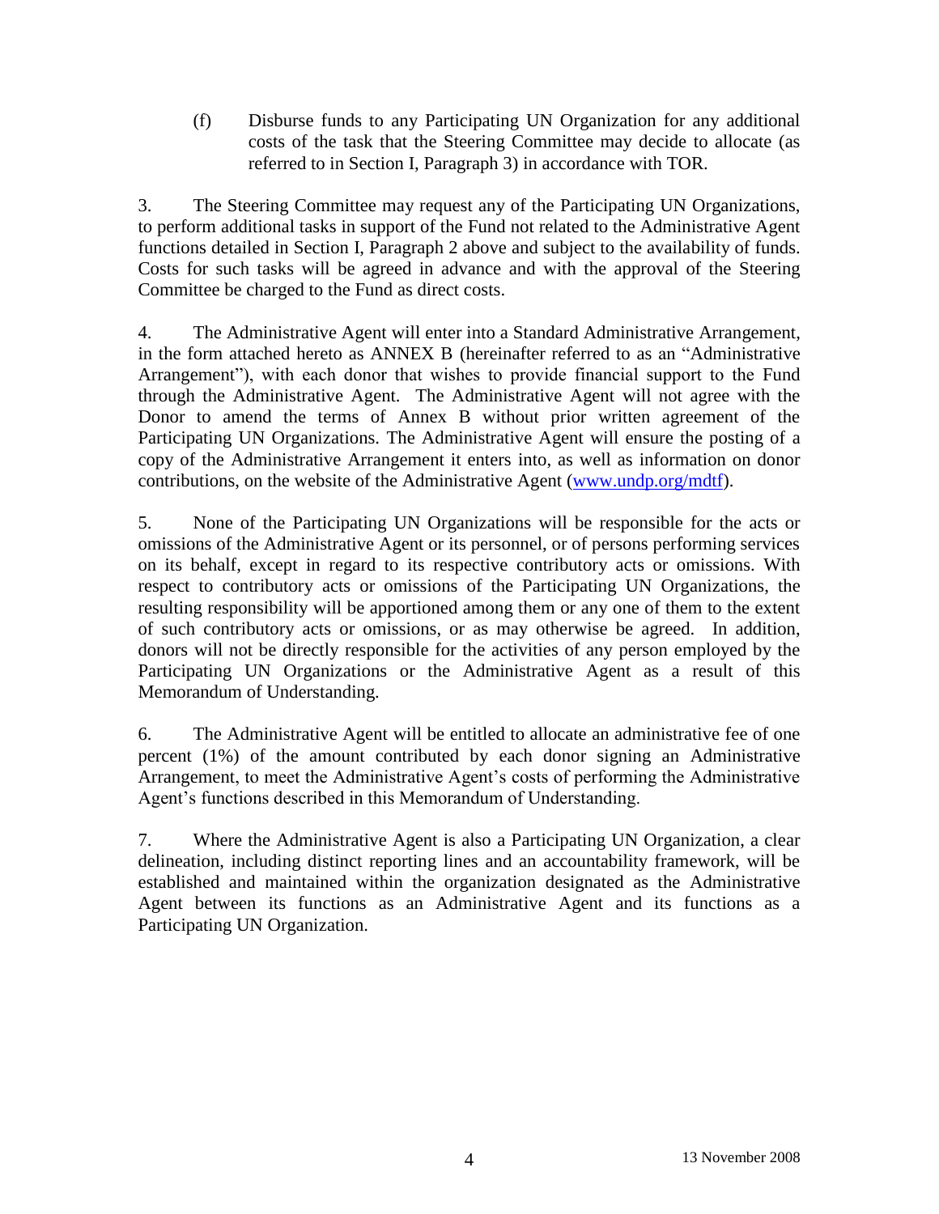(f) Disburse funds to any Participating UN Organization for any additional costs of the task that the Steering Committee may decide to allocate (as referred to in Section I, Paragraph 3) in accordance with TOR.

3. The Steering Committee may request any of the Participating UN Organizations, to perform additional tasks in support of the Fund not related to the Administrative Agent functions detailed in Section I, Paragraph 2 above and subject to the availability of funds. Costs for such tasks will be agreed in advance and with the approval of the Steering Committee be charged to the Fund as direct costs.

4. The Administrative Agent will enter into a Standard Administrative Arrangement, in the form attached hereto as ANNEX B (hereinafter referred to as an "Administrative Arrangement"), with each donor that wishes to provide financial support to the Fund through the Administrative Agent. The Administrative Agent will not agree with the Donor to amend the terms of Annex B without prior written agreement of the Participating UN Organizations. The Administrative Agent will ensure the posting of a copy of the Administrative Arrangement it enters into, as well as information on donor contributions, on the website of the Administrative Agent ([www.undp.org/mdtf](http://www.undp.org/mdtf)).

5. None of the Participating UN Organizations will be responsible for the acts or omissions of the Administrative Agent or its personnel, or of persons performing services on its behalf, except in regard to its respective contributory acts or omissions. With respect to contributory acts or omissions of the Participating UN Organizations, the resulting responsibility will be apportioned among them or any one of them to the extent of such contributory acts or omissions, or as may otherwise be agreed. In addition, donors will not be directly responsible for the activities of any person employed by the Participating UN Organizations or the Administrative Agent as a result of this Memorandum of Understanding.

6. The Administrative Agent will be entitled to allocate an administrative fee of one percent (1%) of the amount contributed by each donor signing an Administrative Arrangement, to meet the Administrative Agent's costs of performing the Administrative Agent's functions described in this Memorandum of Understanding.

7. Where the Administrative Agent is also a Participating UN Organization, a clear delineation, including distinct reporting lines and an accountability framework, will be established and maintained within the organization designated as the Administrative Agent between its functions as an Administrative Agent and its functions as a Participating UN Organization.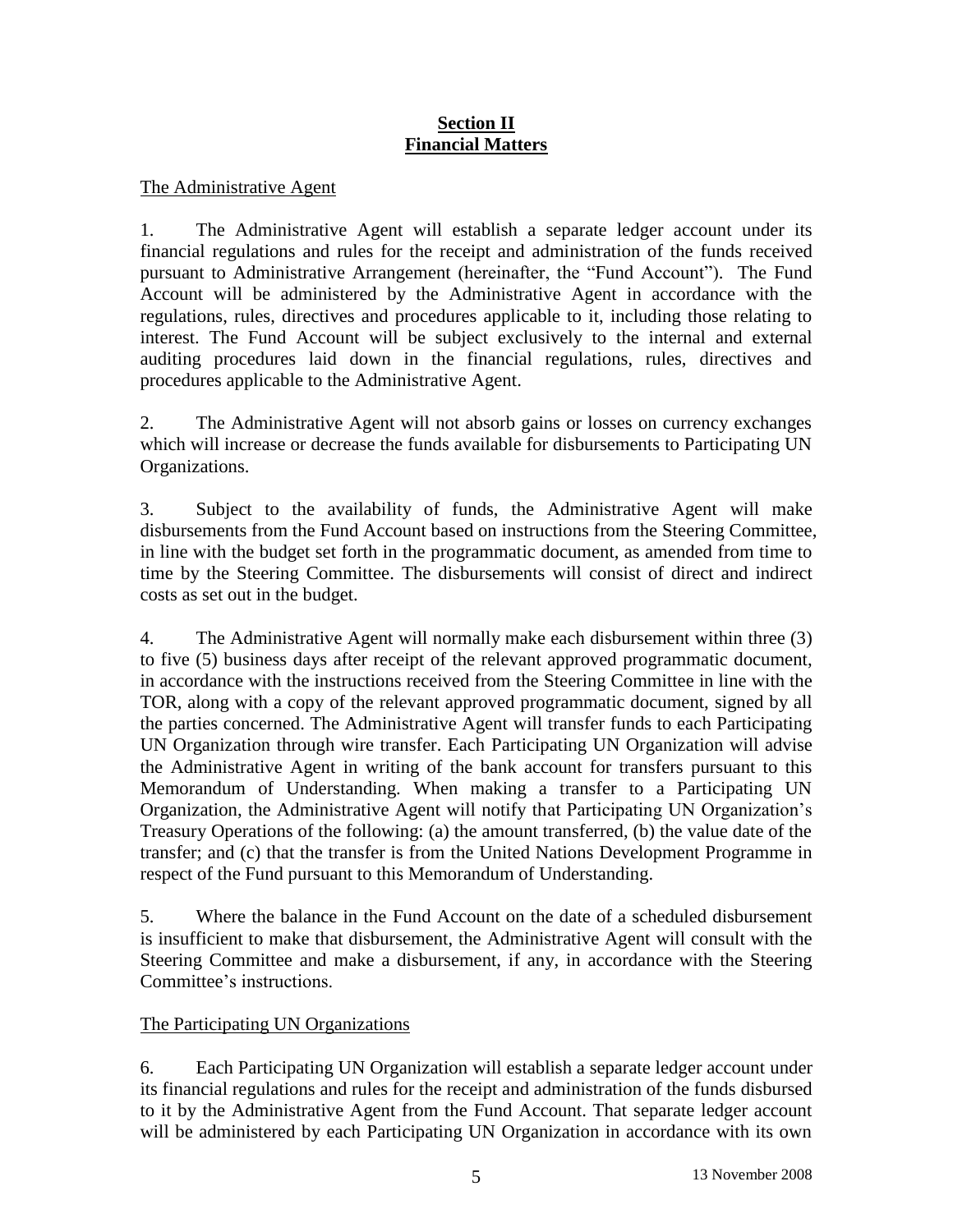## Section II
## Financial Matters

The Administrative Agent

1. The Administrative Agent will establish a separate ledger account under its financial regulations and rules for the receipt and administration of the funds received pursuant to Administrative Arrangement (hereinafter, the "Fund Account"). The Fund Account will be administered by the Administrative Agent in accordance with the regulations, rules, directives and procedures applicable to it, including those relating to interest. The Fund Account will be subject exclusively to the internal and external auditing procedures laid down in the financial regulations, rules, directives and procedures applicable to the Administrative Agent.

2. The Administrative Agent will not absorb gains or losses on currency exchanges which will increase or decrease the funds available for disbursements to Participating UN Organizations.

3. Subject to the availability of funds, the Administrative Agent will make disbursements from the Fund Account based on instructions from the Steering Committee, in line with the budget set forth in the programmatic document, as amended from time to time by the Steering Committee. The disbursements will consist of direct and indirect costs as set out in the budget.

4. The Administrative Agent will normally make each disbursement within three (3) to five (5) business days after receipt of the relevant approved programmatic document, in accordance with the instructions received from the Steering Committee in line with the TOR, along with a copy of the relevant approved programmatic document, signed by all the parties concerned. The Administrative Agent will transfer funds to each Participating UN Organization through wire transfer. Each Participating UN Organization will advise the Administrative Agent in writing of the bank account for transfers pursuant to this Memorandum of Understanding. When making a transfer to a Participating UN Organization, the Administrative Agent will notify that Participating UN Organization's Treasury Operations of the following: (a) the amount transferred, (b) the value date of the transfer; and (c) that the transfer is from the United Nations Development Programme in respect of the Fund pursuant to this Memorandum of Understanding.

5. Where the balance in the Fund Account on the date of a scheduled disbursement is insufficient to make that disbursement, the Administrative Agent will consult with the Steering Committee and make a disbursement, if any, in accordance with the Steering Committee's instructions.

The Participating UN Organizations

6. Each Participating UN Organization will establish a separate ledger account under its financial regulations and rules for the receipt and administration of the funds disbursed to it by the Administrative Agent from the Fund Account. That separate ledger account will be administered by each Participating UN Organization in accordance with its own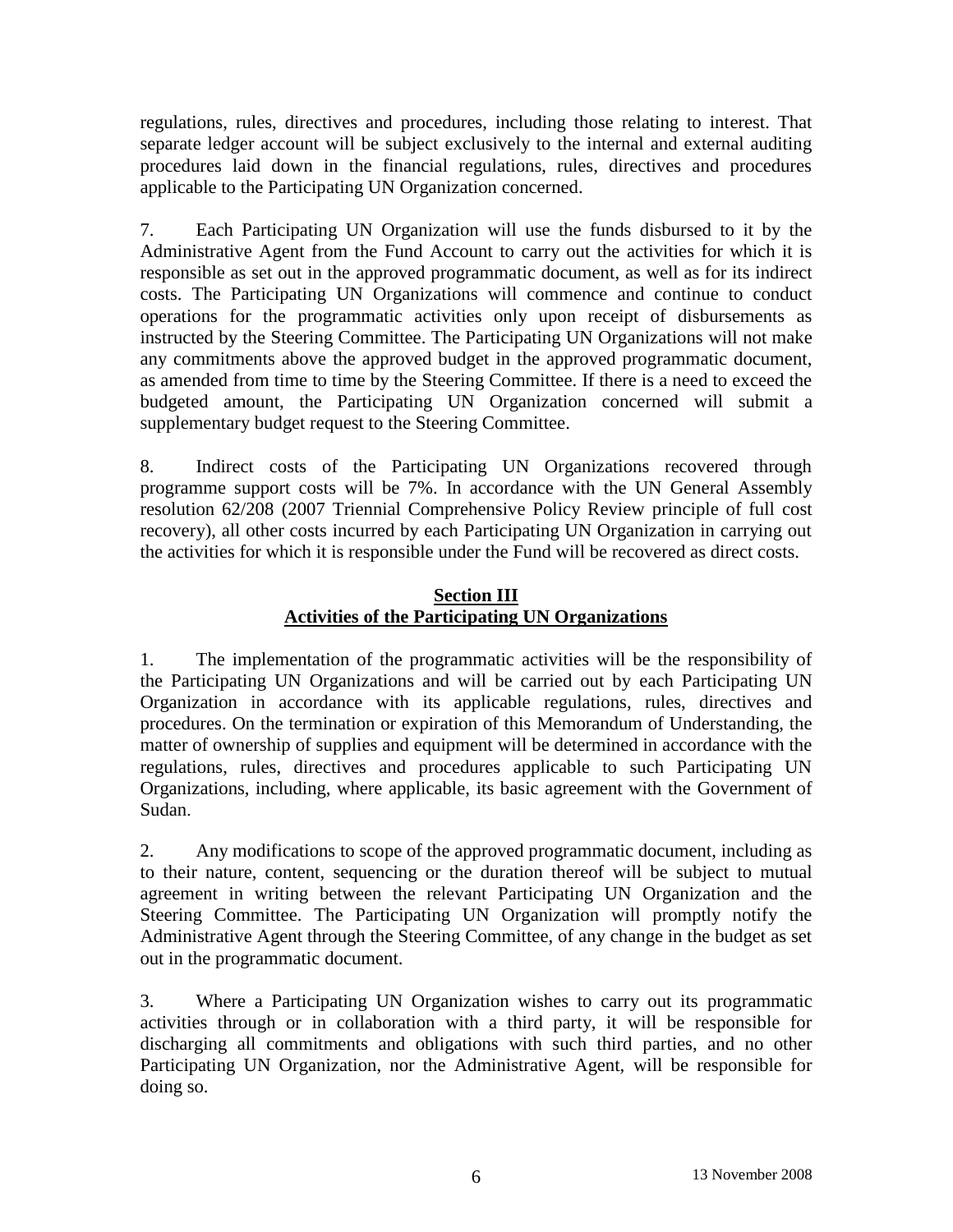regulations, rules, directives and procedures, including those relating to interest. That separate ledger account will be subject exclusively to the internal and external auditing procedures laid down in the financial regulations, rules, directives and procedures applicable to the Participating UN Organization concerned.

7. Each Participating UN Organization will use the funds disbursed to it by the Administrative Agent from the Fund Account to carry out the activities for which it is responsible as set out in the approved programmatic document, as well as for its indirect costs. The Participating UN Organizations will commence and continue to conduct operations for the programmatic activities only upon receipt of disbursements as instructed by the Steering Committee. The Participating UN Organizations will not make any commitments above the approved budget in the approved programmatic document, as amended from time to time by the Steering Committee. If there is a need to exceed the budgeted amount, the Participating UN Organization concerned will submit a supplementary budget request to the Steering Committee.

8. Indirect costs of the Participating UN Organizations recovered through programme support costs will be 7%. In accordance with the UN General Assembly resolution 62/208 (2007 Triennial Comprehensive Policy Review principle of full cost recovery), all other costs incurred by each Participating UN Organization in carrying out the activities for which it is responsible under the Fund will be recovered as direct costs.

## Section III
## Activities of the Participating UN Organizations

1. The implementation of the programmatic activities will be the responsibility of the Participating UN Organizations and will be carried out by each Participating UN Organization in accordance with its applicable regulations, rules, directives and procedures. On the termination or expiration of this Memorandum of Understanding, the matter of ownership of supplies and equipment will be determined in accordance with the regulations, rules, directives and procedures applicable to such Participating UN Organizations, including, where applicable, its basic agreement with the Government of Sudan.

2. Any modifications to scope of the approved programmatic document, including as to their nature, content, sequencing or the duration thereof will be subject to mutual agreement in writing between the relevant Participating UN Organization and the Steering Committee. The Participating UN Organization will promptly notify the Administrative Agent through the Steering Committee, of any change in the budget as set out in the programmatic document.

3. Where a Participating UN Organization wishes to carry out its programmatic activities through or in collaboration with a third party, it will be responsible for discharging all commitments and obligations with such third parties, and no other Participating UN Organization, nor the Administrative Agent, will be responsible for doing so.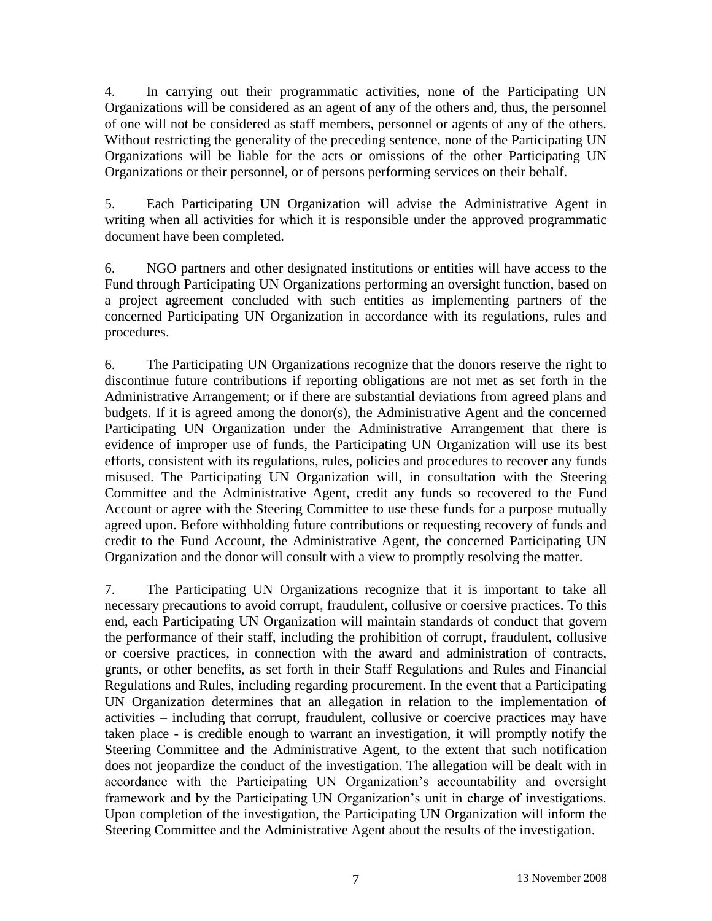4. In carrying out their programmatic activities, none of the Participating UN Organizations will be considered as an agent of any of the others and, thus, the personnel of one will not be considered as staff members, personnel or agents of any of the others. Without restricting the generality of the preceding sentence, none of the Participating UN Organizations will be liable for the acts or omissions of the other Participating UN Organizations or their personnel, or of persons performing services on their behalf.

5. Each Participating UN Organization will advise the Administrative Agent in writing when all activities for which it is responsible under the approved programmatic document have been completed.

6. NGO partners and other designated institutions or entities will have access to the Fund through Participating UN Organizations performing an oversight function, based on a project agreement concluded with such entities as implementing partners of the concerned Participating UN Organization in accordance with its regulations, rules and procedures.

6. The Participating UN Organizations recognize that the donors reserve the right to discontinue future contributions if reporting obligations are not met as set forth in the Administrative Arrangement; or if there are substantial deviations from agreed plans and budgets. If it is agreed among the donor(s), the Administrative Agent and the concerned Participating UN Organization under the Administrative Arrangement that there is evidence of improper use of funds, the Participating UN Organization will use its best efforts, consistent with its regulations, rules, policies and procedures to recover any funds misused. The Participating UN Organization will, in consultation with the Steering Committee and the Administrative Agent, credit any funds so recovered to the Fund Account or agree with the Steering Committee to use these funds for a purpose mutually agreed upon. Before withholding future contributions or requesting recovery of funds and credit to the Fund Account, the Administrative Agent, the concerned Participating UN Organization and the donor will consult with a view to promptly resolving the matter.

7. The Participating UN Organizations recognize that it is important to take all necessary precautions to avoid corrupt, fraudulent, collusive or coersive practices. To this end, each Participating UN Organization will maintain standards of conduct that govern the performance of their staff, including the prohibition of corrupt, fraudulent, collusive or coercive practices, in connection with the award and administration of contracts, grants, or other benefits, as set forth in their Staff Regulations and Rules and Financial Regulations and Rules, including regarding procurement. In the event that a Participating UN Organization determines that an allegation in relation to the implementation of activities – including that corrupt, fraudulent, collusive or coercive practices may have taken place - is credible enough to warrant an investigation, it will promptly notify the Steering Committee and the Administrative Agent, to the extent that such notification does not jeopardize the conduct of the investigation. The allegation will be dealt with in accordance with the Participating UN Organization's accountability and oversight framework and by the Participating UN Organization's unit in charge of investigations. Upon completion of the investigation, the Participating UN Organization will inform the Steering Committee and the Administrative Agent about the results of the investigation.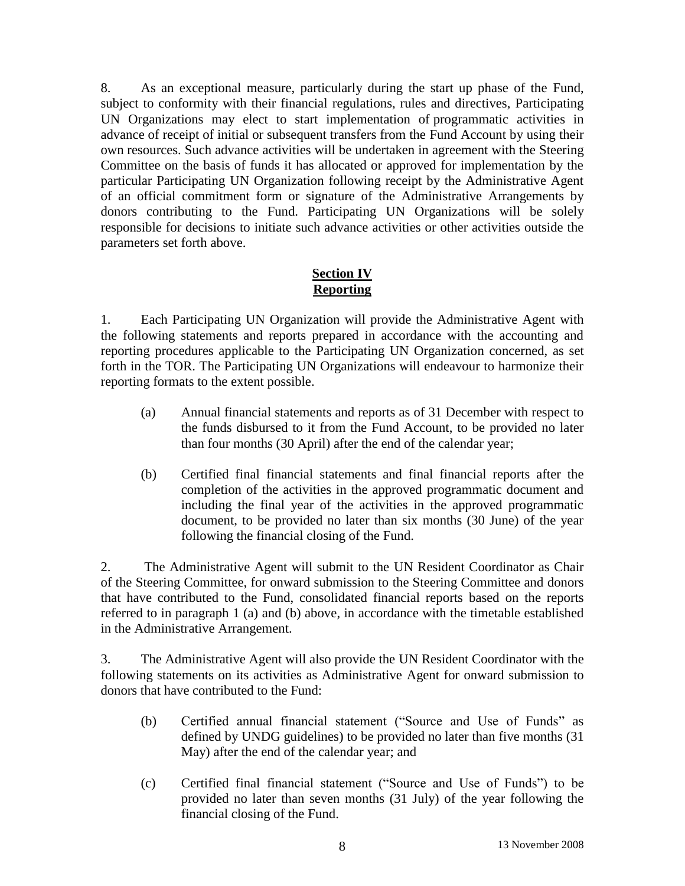8. As an exceptional measure, particularly during the start up phase of the Fund, subject to conformity with their financial regulations, rules and directives, Participating UN Organizations may elect to start implementation of programmatic activities in advance of receipt of initial or subsequent transfers from the Fund Account by using their own resources. Such advance activities will be undertaken in agreement with the Steering Committee on the basis of funds it has allocated or approved for implementation by the particular Participating UN Organization following receipt by the Administrative Agent of an official commitment form or signature of the Administrative Arrangements by donors contributing to the Fund. Participating UN Organizations will be solely responsible for decisions to initiate such advance activities or other activities outside the parameters set forth above.

## Section IV
## Reporting

1. Each Participating UN Organization will provide the Administrative Agent with the following statements and reports prepared in accordance with the accounting and reporting procedures applicable to the Participating UN Organization concerned, as set forth in the TOR. The Participating UN Organizations will endeavour to harmonize their reporting formats to the extent possible.

(a) Annual financial statements and reports as of 31 December with respect to the funds disbursed to it from the Fund Account, to be provided no later than four months (30 April) after the end of the calendar year;

(b) Certified final financial statements and final financial reports after the completion of the activities in the approved programmatic document and including the final year of the activities in the approved programmatic document, to be provided no later than six months (30 June) of the year following the financial closing of the Fund.

2. The Administrative Agent will submit to the UN Resident Coordinator as Chair of the Steering Committee, for onward submission to the Steering Committee and donors that have contributed to the Fund, consolidated financial reports based on the reports referred to in paragraph 1 (a) and (b) above, in accordance with the timetable established in the Administrative Arrangement.

3. The Administrative Agent will also provide the UN Resident Coordinator with the following statements on its activities as Administrative Agent for onward submission to donors that have contributed to the Fund:

(b) Certified annual financial statement ("Source and Use of Funds" as defined by UNDG guidelines) to be provided no later than five months (31 May) after the end of the calendar year; and

(c) Certified final financial statement ("Source and Use of Funds") to be provided no later than seven months (31 July) of the year following the financial closing of the Fund.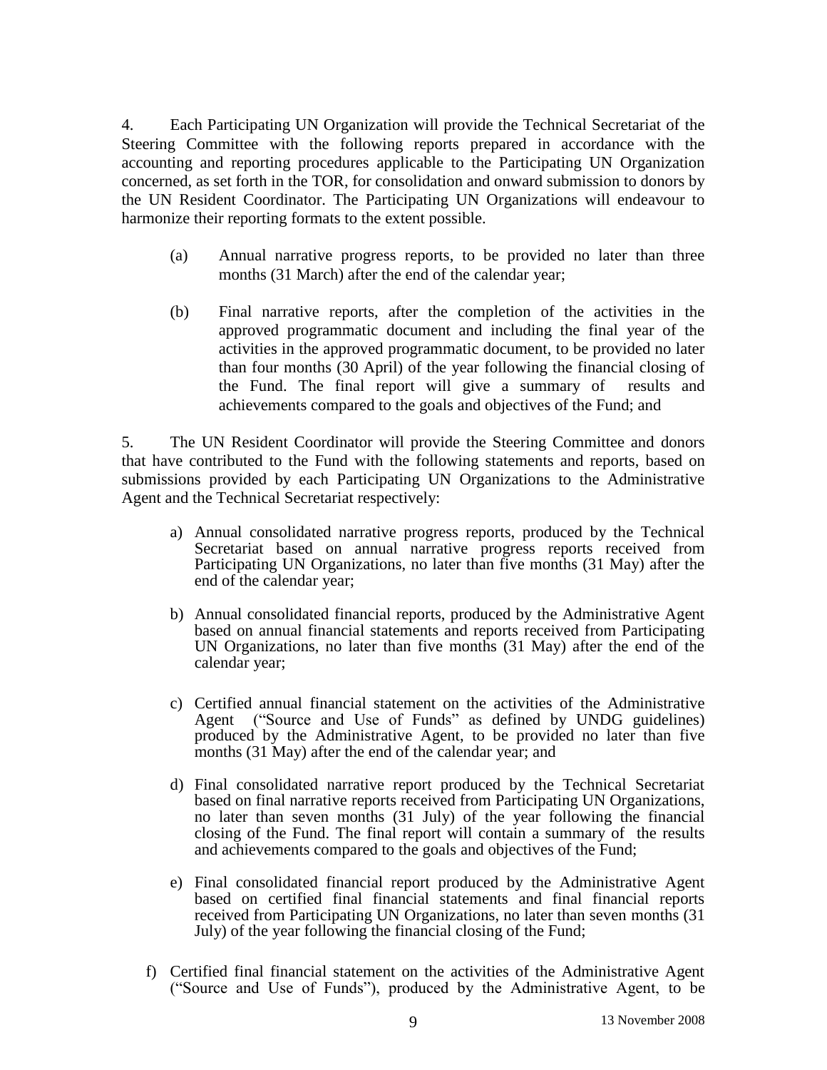4. Each Participating UN Organization will provide the Technical Secretariat of the Steering Committee with the following reports prepared in accordance with the accounting and reporting procedures applicable to the Participating UN Organization concerned, as set forth in the TOR, for consolidation and onward submission to donors by the UN Resident Coordinator. The Participating UN Organizations will endeavour to harmonize their reporting formats to the extent possible.

(a) Annual narrative progress reports, to be provided no later than three months (31 March) after the end of the calendar year;

(b) Final narrative reports, after the completion of the activities in the approved programmatic document and including the final year of the activities in the approved programmatic document, to be provided no later than four months (30 April) of the year following the financial closing of the Fund. The final report will give a summary of results and achievements compared to the goals and objectives of the Fund; and

5. The UN Resident Coordinator will provide the Steering Committee and donors that have contributed to the Fund with the following statements and reports, based on submissions provided by each Participating UN Organizations to the Administrative Agent and the Technical Secretariat respectively:

a) Annual consolidated narrative progress reports, produced by the Technical Secretariat based on annual narrative progress reports received from Participating UN Organizations, no later than five months (31 May) after the end of the calendar year;

b) Annual consolidated financial reports, produced by the Administrative Agent based on annual financial statements and reports received from Participating UN Organizations, no later than five months (31 May) after the end of the calendar year;

c) Certified annual financial statement on the activities of the Administrative Agent ("Source and Use of Funds" as defined by UNDG guidelines) produced by the Administrative Agent, to be provided no later than five months (31 May) after the end of the calendar year; and

d) Final consolidated narrative report produced by the Technical Secretariat based on final narrative reports received from Participating UN Organizations, no later than seven months (31 July) of the year following the financial closing of the Fund. The final report will contain a summary of the results and achievements compared to the goals and objectives of the Fund;

e) Final consolidated financial report produced by the Administrative Agent based on certified final financial statements and final financial reports received from Participating UN Organizations, no later than seven months (31 July) of the year following the financial closing of the Fund;

f) Certified final financial statement on the activities of the Administrative Agent ("Source and Use of Funds"), produced by the Administrative Agent, to be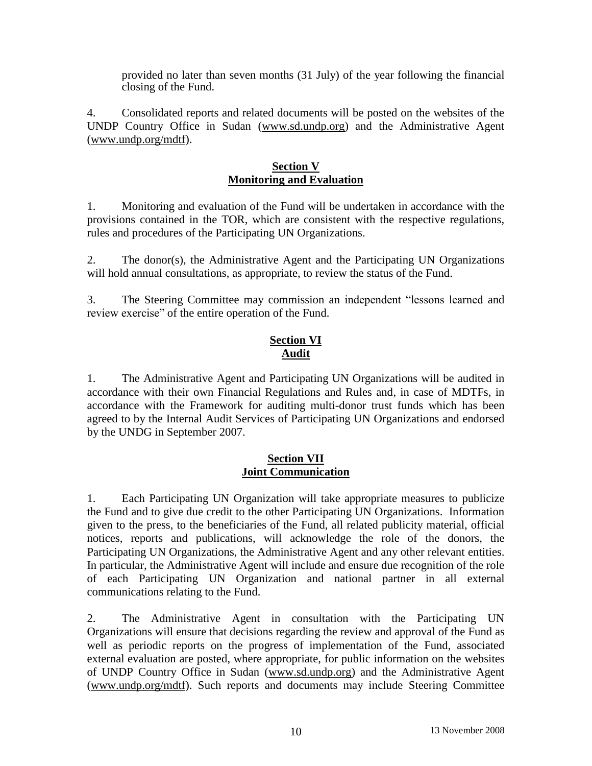provided no later than seven months (31 July) of the year following the financial closing of the Fund.

4. Consolidated reports and related documents will be posted on the websites of the UNDP Country Office in Sudan (www.sd.undp.org) and the Administrative Agent (www.undp.org/mdtf).

## Section V
## Monitoring and Evaluation

1. Monitoring and evaluation of the Fund will be undertaken in accordance with the provisions contained in the TOR, which are consistent with the respective regulations, rules and procedures of the Participating UN Organizations.

2. The donor(s), the Administrative Agent and the Participating UN Organizations will hold annual consultations, as appropriate, to review the status of the Fund.

3. The Steering Committee may commission an independent "lessons learned and review exercise" of the entire operation of the Fund.

## Section VI
## Audit

1. The Administrative Agent and Participating UN Organizations will be audited in accordance with their own Financial Regulations and Rules and, in case of MDTFs, in accordance with the Framework for auditing multi-donor trust funds which has been agreed to by the Internal Audit Services of Participating UN Organizations and endorsed by the UNDG in September 2007.

## Section VII
## Joint Communication

1. Each Participating UN Organization will take appropriate measures to publicize the Fund and to give due credit to the other Participating UN Organizations. Information given to the press, to the beneficiaries of the Fund, all related publicity material, official notices, reports and publications, will acknowledge the role of the donors, the Participating UN Organizations, the Administrative Agent and any other relevant entities. In particular, the Administrative Agent will include and ensure due recognition of the role of each Participating UN Organization and national partner in all external communications relating to the Fund.

2. The Administrative Agent in consultation with the Participating UN Organizations will ensure that decisions regarding the review and approval of the Fund as well as periodic reports on the progress of implementation of the Fund, associated external evaluation are posted, where appropriate, for public information on the websites of UNDP Country Office in Sudan (www.sd.undp.org) and the Administrative Agent (www.undp.org/mdtf). Such reports and documents may include Steering Committee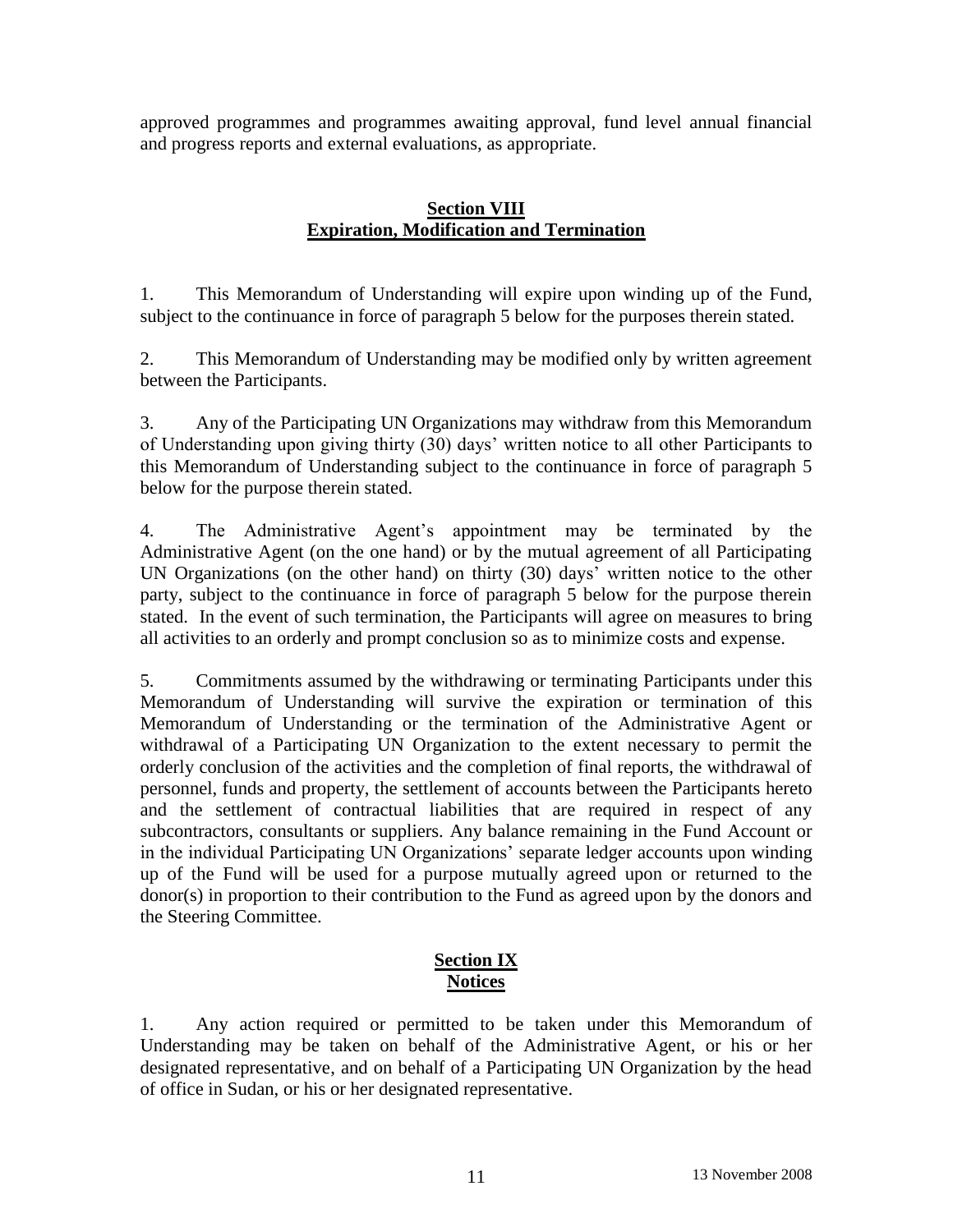approved programmes and programmes awaiting approval, fund level annual financial and progress reports and external evaluations, as appropriate.

## Section VIII
## Expiration, Modification and Termination

1. This Memorandum of Understanding will expire upon winding up of the Fund, subject to the continuance in force of paragraph 5 below for the purposes therein stated.

2. This Memorandum of Understanding may be modified only by written agreement between the Participants.

3. Any of the Participating UN Organizations may withdraw from this Memorandum of Understanding upon giving thirty (30) days' written notice to all other Participants to this Memorandum of Understanding subject to the continuance in force of paragraph 5 below for the purpose therein stated.

4. The Administrative Agent's appointment may be terminated by the Administrative Agent (on the one hand) or by the mutual agreement of all Participating UN Organizations (on the other hand) on thirty (30) days' written notice to the other party, subject to the continuance in force of paragraph 5 below for the purpose therein stated. In the event of such termination, the Participants will agree on measures to bring all activities to an orderly and prompt conclusion so as to minimize costs and expense.

5. Commitments assumed by the withdrawing or terminating Participants under this Memorandum of Understanding will survive the expiration or termination of this Memorandum of Understanding or the termination of the Administrative Agent or withdrawal of a Participating UN Organization to the extent necessary to permit the orderly conclusion of the activities and the completion of final reports, the withdrawal of personnel, funds and property, the settlement of accounts between the Participants hereto and the settlement of contractual liabilities that are required in respect of any subcontractors, consultants or suppliers. Any balance remaining in the Fund Account or in the individual Participating UN Organizations' separate ledger accounts upon winding up of the Fund will be used for a purpose mutually agreed upon or returned to the donor(s) in proportion to their contribution to the Fund as agreed upon by the donors and the Steering Committee.

## Section IX
## Notices

1. Any action required or permitted to be taken under this Memorandum of Understanding may be taken on behalf of the Administrative Agent, or his or her designated representative, and on behalf of a Participating UN Organization by the head of office in Sudan, or his or her designated representative.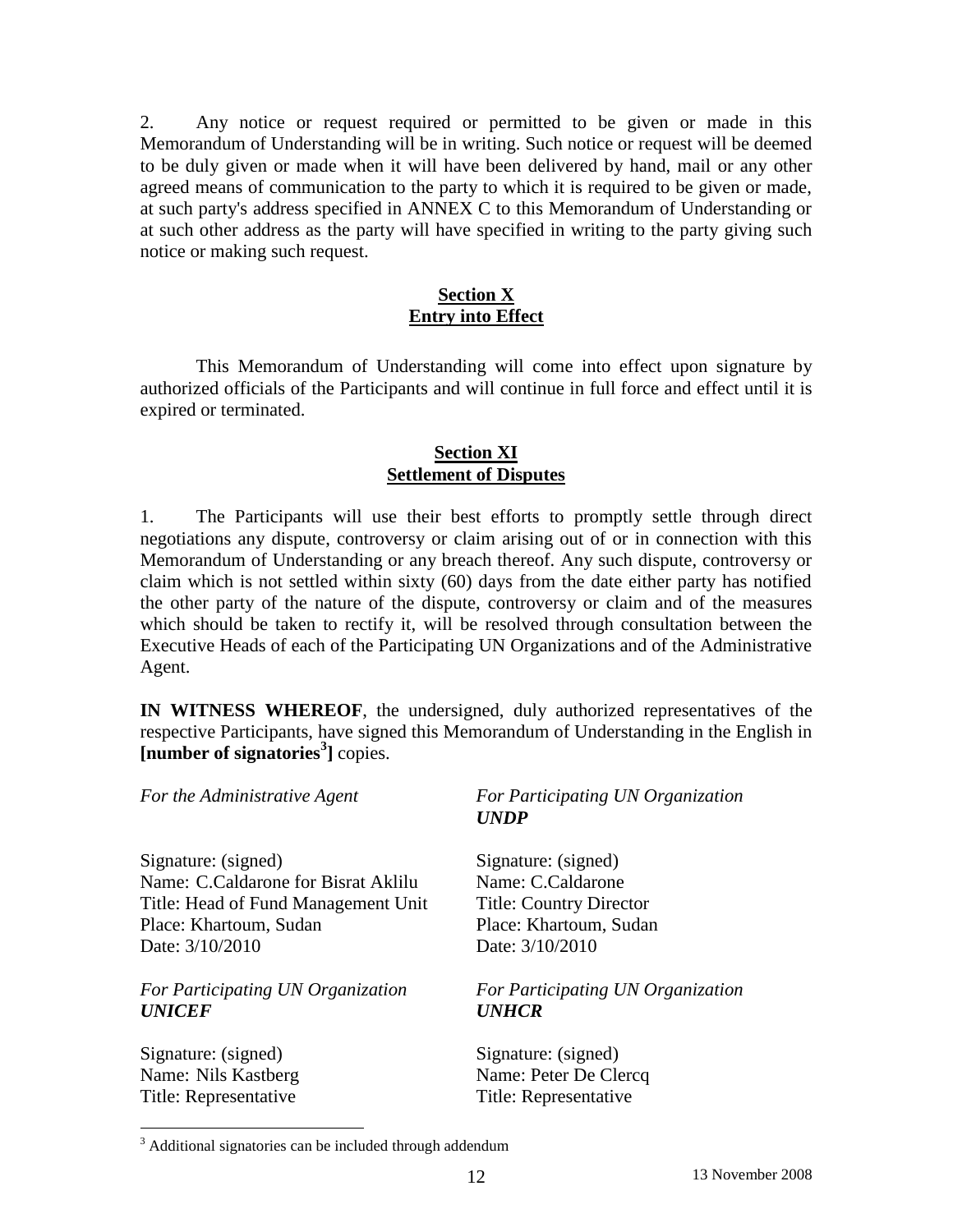2. Any notice or request required or permitted to be given or made in this Memorandum of Understanding will be in writing. Such notice or request will be deemed to be duly given or made when it will have been delivered by hand, mail or any other agreed means of communication to the party to which it is required to be given or made, at such party's address specified in ANNEX C to this Memorandum of Understanding or at such other address as the party will have specified in writing to the party giving such notice or making such request.

## Section X
## Entry into Effect

This Memorandum of Understanding will come into effect upon signature by authorized officials of the Participants and will continue in full force and effect until it is expired or terminated.

## Section XI
## Settlement of Disputes

1. The Participants will use their best efforts to promptly settle through direct negotiations any dispute, controversy or claim arising out of or in connection with this Memorandum of Understanding or any breach thereof. Any such dispute, controversy or claim which is not settled within sixty (60) days from the date either party has notified the other party of the nature of the dispute, controversy or claim and of the measures which should be taken to rectify it, will be resolved through consultation between the Executive Heads of each of the Participating UN Organizations and of the Administrative Agent.

**IN WITNESS WHEREOF**, the undersigned, duly authorized representatives of the respective Participants, have signed this Memorandum of Understanding in the English in **[number of signatories[3]]** copies.

*For the Administrative Agent*

Signature: (signed)
Name: C.Caldarone for Bisrat Aklilu
Title: Head of Fund Management Unit
Place: Khartoum, Sudan
Date: 3/10/2010

*For Participating UN Organization*
***UNDP***

Signature: (signed)
Name: C.Caldarone
Title: Country Director
Place: Khartoum, Sudan
Date: 3/10/2010

*For Participating UN Organization*
***UNICEF***

Signature: (signed)
Name: Nils Kastberg
Title: Representative

*For Participating UN Organization*
***UNHCR***

Signature: (signed)
Name: Peter De Clercq
Title: Representative

[3] Additional signatories can be included through addendum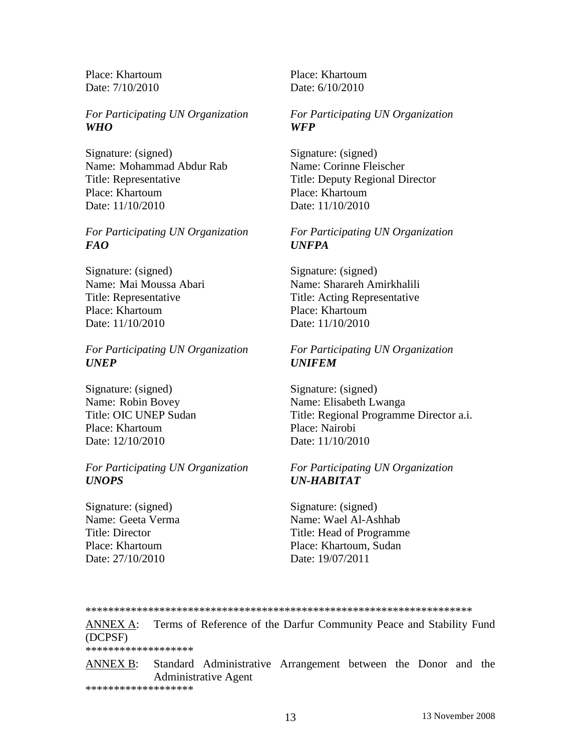Place: Khartoum
Date: 7/10/2010

Place: Khartoum
Date: 6/10/2010

*For Participating UN Organization*
***WHO***

Signature: (signed)
Name: Mohammad Abdur Rab
Title: Representative
Place: Khartoum
Date: 11/10/2010

*For Participating UN Organization*
***WFP***

Signature: (signed)
Name: Corinne Fleischer
Title: Deputy Regional Director
Place: Khartoum
Date: 11/10/2010

*For Participating UN Organization*
***FAO***

Signature: (signed)
Name: Mai Moussa Abari
Title: Representative
Place: Khartoum
Date: 11/10/2010

*For Participating UN Organization*
***UNFPA***

Signature: (signed)
Name: Sharareh Amirkhalili
Title: Acting Representative
Place: Khartoum
Date: 11/10/2010

*For Participating UN Organization*
***UNEP***

Signature: (signed)
Name: Robin Bovey
Title: OIC UNEP Sudan
Place: Khartoum
Date: 12/10/2010

*For Participating UN Organization*
***UNIFEM***

Signature: (signed)
Name: Elisabeth Lwanga
Title: Regional Programme Director a.i.
Place: Nairobi
Date: 11/10/2010

*For Participating UN Organization*
***UNOPS***

Signature: (signed)
Name: Geeta Verma
Title: Director
Place: Khartoum
Date: 27/10/2010

*For Participating UN Organization*
***UN-HABITAT***

Signature: (signed)
Name: Wael Al-Ashhab
Title: Head of Programme
Place: Khartoum, Sudan
Date: 19/07/2011

*******************************************************************

ANNEX A: Terms of Reference of the Darfur Community Peace and Stability Fund (DCPSF)

*******************

ANNEX B: Standard Administrative Arrangement between the Donor and the Administrative Agent

*******************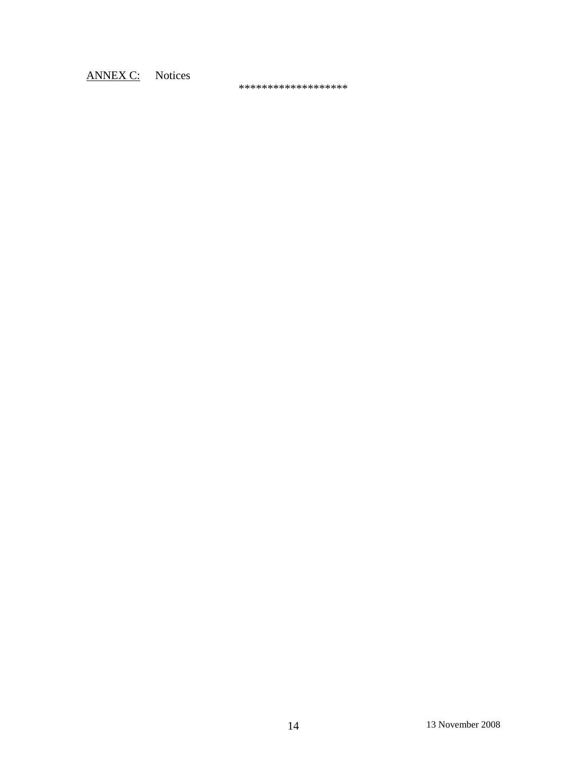ANNEX C: Notices

******************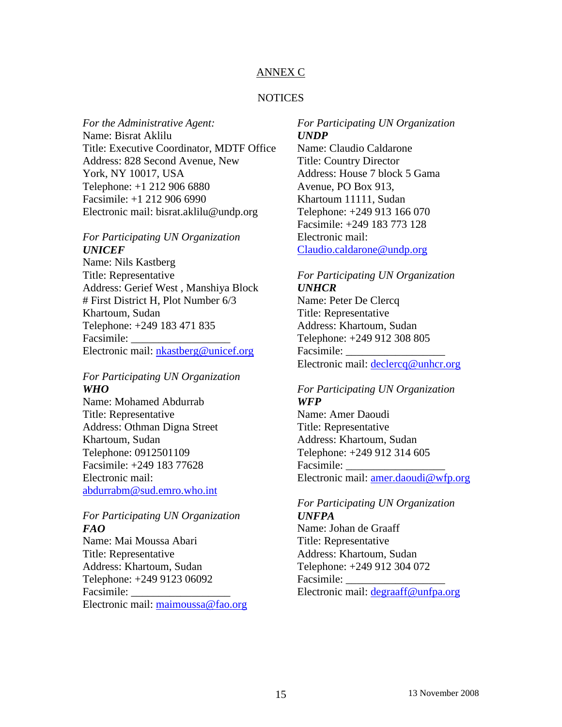ANNEX C

NOTICES

*For the Administrative Agent:*
Name: Bisrat Aklilu
Title: Executive Coordinator, MDTF Office
Address: 828 Second Avenue, New York, NY 10017, USA
Telephone: +1 212 906 6880
Facsimile: +1 212 906 6990
Electronic mail: bisrat.aklilu@undp.org

*For Participating UN Organization*
***UNICEF***
Name: Nils Kastberg
Title: Representative
Address: Gerief West , Manshiya Block # First District H, Plot Number 6/3 Khartoum, Sudan
Telephone: +249 183 471 835
Facsimile: ________________
Electronic mail: nkastberg@unicef.org

*For Participating UN Organization*
***WHO***
Name: Mohamed Abdurrab
Title: Representative
Address: Othman Digna Street Khartoum, Sudan
Telephone: 0912501109
Facsimile: +249 183 77628
Electronic mail: abdurrabm@sud.emro.who.int

*For Participating UN Organization*
***FAO***
Name: Mai Moussa Abari
Title: Representative
Address: Khartoum, Sudan
Telephone: +249 9123 06092
Facsimile: ________________
Electronic mail: maimoussa@fao.org

*For Participating UN Organization*
***UNDP***
Name: Claudio Caldarone
Title: Country Director
Address: House 7 block 5 Gama Avenue, PO Box 913, Khartoum 11111, Sudan
Telephone: +249 913 166 070
Facsimile: +249 183 773 128
Electronic mail: Claudio.caldarone@undp.org

*For Participating UN Organization*
***UNHCR***
Name: Peter De Clercq
Title: Representative
Address: Khartoum, Sudan
Telephone: +249 912 308 805
Facsimile: ________________
Electronic mail: declercq@unhcr.org

*For Participating UN Organization*
***WFP***
Name: Amer Daoudi
Title: Representative
Address: Khartoum, Sudan
Telephone: +249 912 314 605
Facsimile: ________________
Electronic mail: amer.daoudi@wfp.org

*For Participating UN Organization*
***UNFPA***
Name: Johan de Graaff
Title: Representative
Address: Khartoum, Sudan
Telephone: +249 912 304 072
Facsimile: ________________
Electronic mail: degraaff@unfpa.org

13 November 2008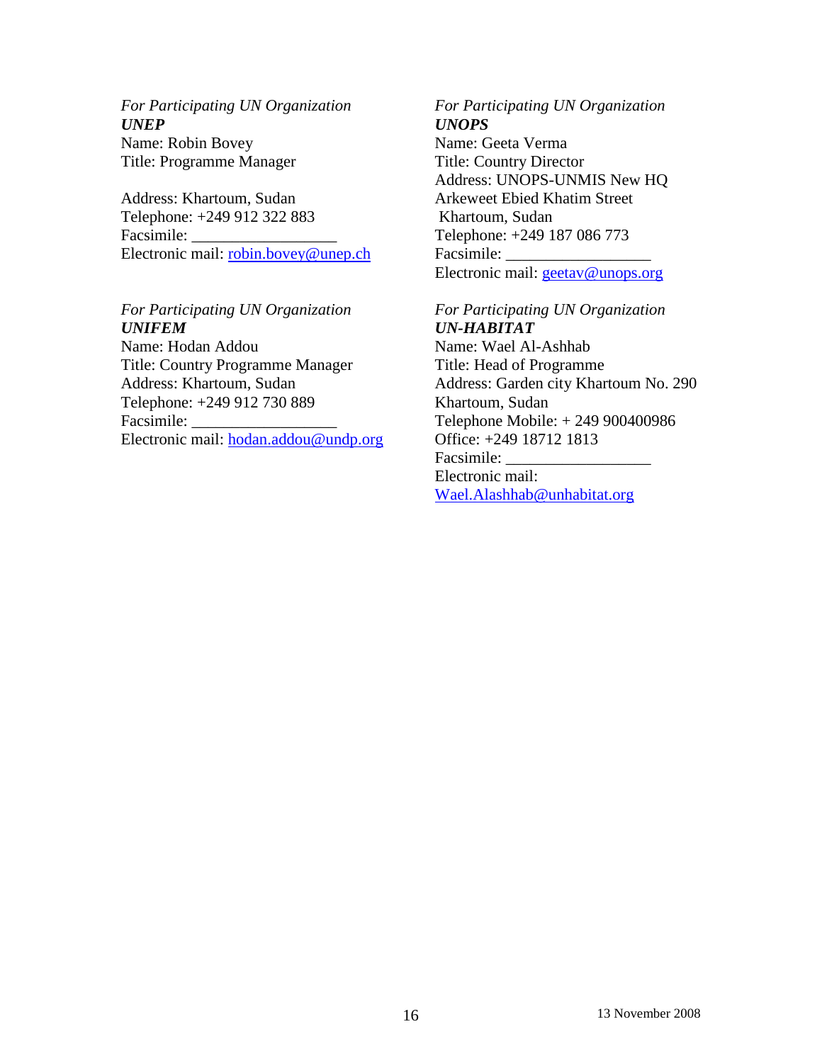*For Participating UN Organization*
***UNEP***
Name: Robin Bovey
Title: Programme Manager

Address: Khartoum, Sudan
Telephone: +249 912 322 883
Facsimile: __________________
Electronic mail: robin.bovey@unep.ch

*For Participating UN Organization*
***UNIFEM***
Name: Hodan Addou
Title: Country Programme Manager
Address: Khartoum, Sudan
Telephone: +249 912 730 889
Facsimile: __________________
Electronic mail: hodan.addou@undp.org

*For Participating UN Organization*
***UNOPS***
Name: Geeta Verma
Title: Country Director
Address: UNOPS-UNMIS New HQ
Arkeweet Ebied Khatim Street
Khartoum, Sudan
Telephone: +249 187 086 773
Facsimile: __________________
Electronic mail: geetav@unops.org

*For Participating UN Organization*
***UN-HABITAT***
Name: Wael Al-Ashhab
Title: Head of Programme
Address: Garden city Khartoum No. 290
Khartoum, Sudan
Telephone Mobile: + 249 900400986
Office: +249 18712 1813
Facsimile: __________________
Electronic mail:
Wael.Alashhab@unhabitat.org